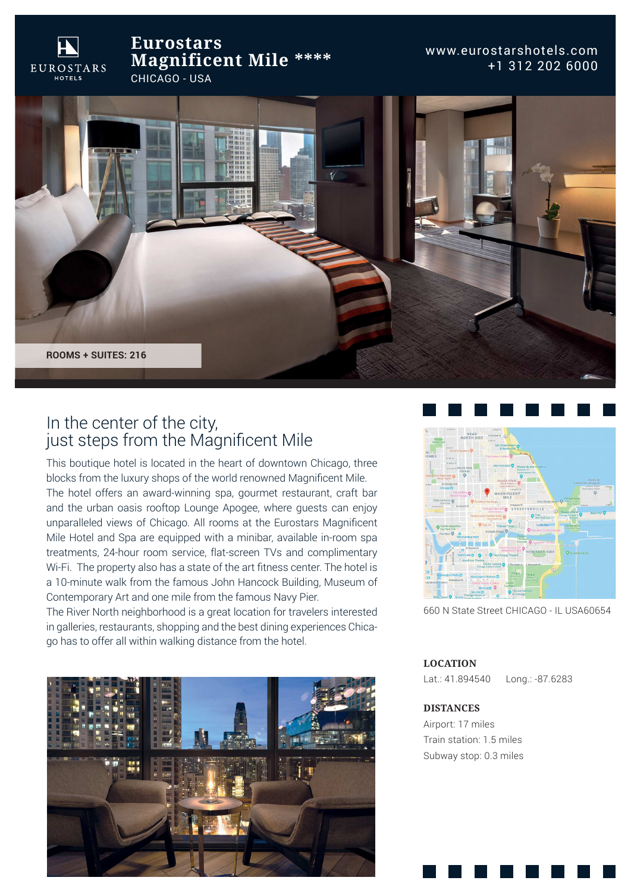EUROSTARS HOTELS

# Eurostars Magnificent Mile ****

CHICAGO - USA

www.eurostarshotels.com
+1 312 202 6000

**ROOMS + SUITES: 216**

## In the center of the city, just steps from the Magnificent Mile

This boutique hotel is located in the heart of downtown Chicago, three blocks from the luxury shops of the world renowned Magnificent Mile. The hotel offers an award-winning spa, gourmet restaurant, craft bar and the urban oasis rooftop Lounge Apogee, where guests can enjoy unparalleled views of Chicago. All rooms at the Eurostars Magnificent Mile Hotel and Spa are equipped with a minibar, available in-room spa treatments, 24-hour room service, flat-screen TVs and complimentary Wi-Fi. The property also has a state of the art fitness center. The hotel is a 10-minute walk from the famous John Hancock Building, Museum of Contemporary Art and one mile from the famous Navy Pier.
The River North neighborhood is a great location for travelers interested in galleries, restaurants, shopping and the best dining experiences Chicago has to offer all within walking distance from the hotel.

660 N State Street CHICAGO - IL USA60654

**LOCATION**

Lat.: 41.894540 Long.: -87.6283

**DISTANCES**

Airport: 17 miles
Train station: 1.5 miles
Subway stop: 0.3 miles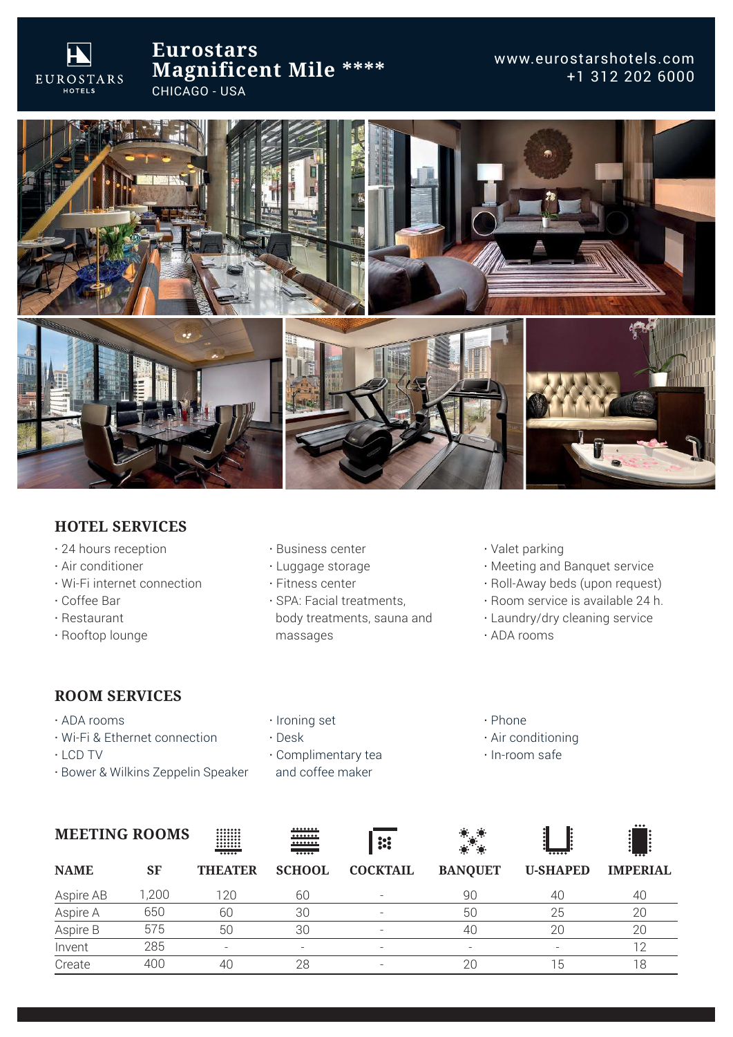# Eurostars Magnificent Mile ****

CHICAGO - USA

www.eurostarshotels.com
+1 312 202 6000

## HOTEL SERVICES

- 24 hours reception
- Air conditioner
- Wi-Fi internet connection
- Coffee Bar
- Restaurant
- Rooftop lounge
- Business center
- Luggage storage
- Fitness center
- SPA: Facial treatments, body treatments, sauna and massages
- Valet parking
- Meeting and Banquet service
- Roll-Away beds (upon request)
- Room service is available 24 h.
- Laundry/dry cleaning service
- ADA rooms

## ROOM SERVICES

- ADA rooms
- Wi-Fi & Ethernet connection
- LCD TV
- Bower & Wilkins Zeppelin Speaker
- Ironing set
- Desk
- Complimentary tea and coffee maker
- Phone
- Air conditioning
- In-room safe

## MEETING ROOMS

| NAME | SF | THEATER | SCHOOL | COCKTAIL | BANQUET | U-SHAPED | IMPERIAL |
|---|---|---|---|---|---|---|---|
| Aspire AB | 1,200 | 120 | 60 | - | 90 | 40 | 40 |
| Aspire A | 650 | 60 | 30 | - | 50 | 25 | 20 |
| Aspire B | 575 | 50 | 30 | - | 40 | 20 | 20 |
| Invent | 285 | - | - | - | - | - | 12 |
| Create | 400 | 40 | 28 | - | 20 | 15 | 18 |